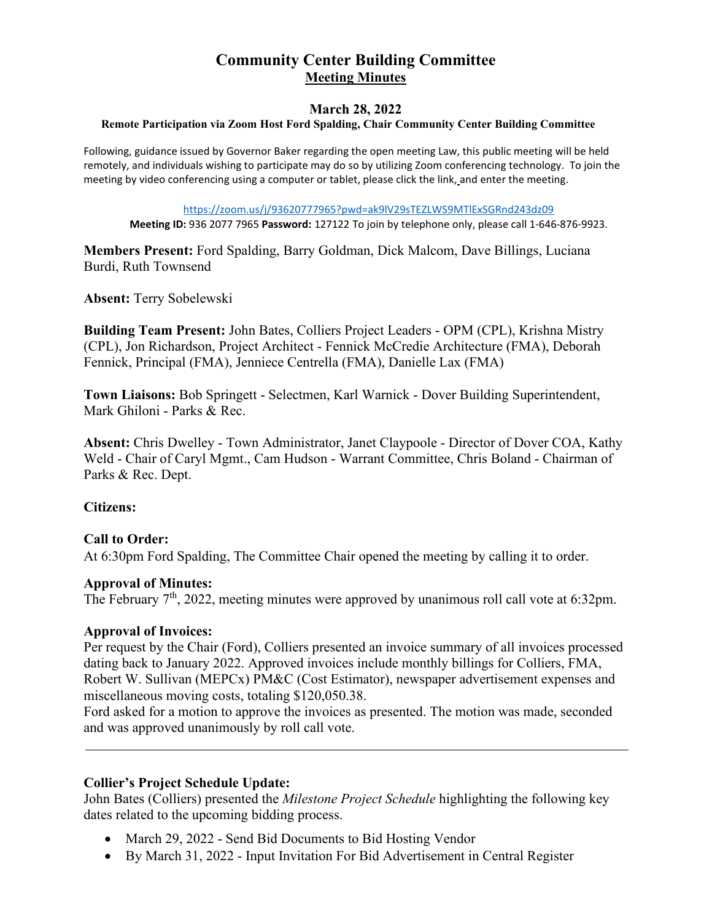# Community Center Building Committee

## Meeting Minutes

### March 28, 2022

**Remote Participation via Zoom Host Ford Spalding, Chair Community Center Building Committee**

Following, guidance issued by Governor Baker regarding the open meeting Law, this public meeting will be held remotely, and individuals wishing to participate may do so by utilizing Zoom conferencing technology. To join the meeting by video conferencing using a computer or tablet, please click the link, and enter the meeting.

https://zoom.us/j/93620777965?pwd=ak9lV29sTEZLWS9MTlExSGRnd243dz09

**Meeting ID:** 936 2077 7965 **Password:** 127122 To join by telephone only, please call 1-646-876-9923.

**Members Present:** Ford Spalding, Barry Goldman, Dick Malcom, Dave Billings, Luciana Burdi, Ruth Townsend

**Absent:** Terry Sobelewski

**Building Team Present:** John Bates, Colliers Project Leaders - OPM (CPL), Krishna Mistry (CPL), Jon Richardson, Project Architect - Fennick McCredie Architecture (FMA), Deborah Fennick, Principal (FMA), Jenniece Centrella (FMA), Danielle Lax (FMA)

**Town Liaisons:** Bob Springett - Selectmen, Karl Warnick - Dover Building Superintendent, Mark Ghiloni - Parks & Rec.

**Absent:** Chris Dwelley - Town Administrator, Janet Claypoole - Director of Dover COA, Kathy Weld - Chair of Caryl Mgmt., Cam Hudson - Warrant Committee, Chris Boland - Chairman of Parks & Rec. Dept.

**Citizens:**

**Call to Order:**
At 6:30pm Ford Spalding, The Committee Chair opened the meeting by calling it to order.

**Approval of Minutes:**
The February 7th, 2022, meeting minutes were approved by unanimous roll call vote at 6:32pm.

**Approval of Invoices:**
Per request by the Chair (Ford), Colliers presented an invoice summary of all invoices processed dating back to January 2022. Approved invoices include monthly billings for Colliers, FMA, Robert W. Sullivan (MEPCx) PM&C (Cost Estimator), newspaper advertisement expenses and miscellaneous moving costs, totaling $120,050.38.
Ford asked for a motion to approve the invoices as presented. The motion was made, seconded and was approved unanimously by roll call vote.

---

**Collier's Project Schedule Update:**
John Bates (Colliers) presented the *Milestone Project Schedule* highlighting the following key dates related to the upcoming bidding process.

- March 29, 2022 - Send Bid Documents to Bid Hosting Vendor
- By March 31, 2022 - Input Invitation For Bid Advertisement in Central Register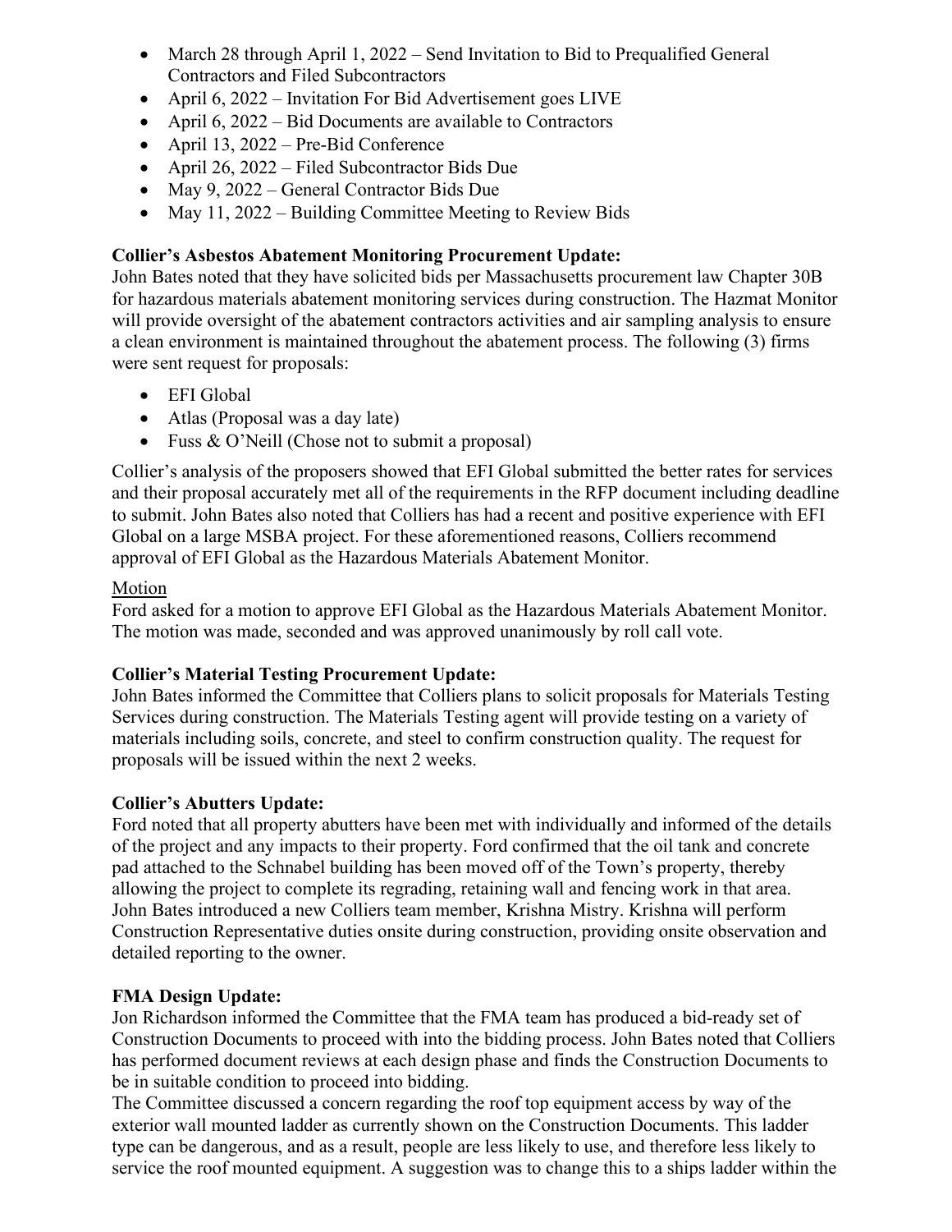- March 28 through April 1, 2022 – Send Invitation to Bid to Prequalified General Contractors and Filed Subcontractors
- April 6, 2022 – Invitation For Bid Advertisement goes LIVE
- April 6, 2022 – Bid Documents are available to Contractors
- April 13, 2022 – Pre-Bid Conference
- April 26, 2022 – Filed Subcontractor Bids Due
- May 9, 2022 – General Contractor Bids Due
- May 11, 2022 – Building Committee Meeting to Review Bids

**Collier's Asbestos Abatement Monitoring Procurement Update:**
John Bates noted that they have solicited bids per Massachusetts procurement law Chapter 30B for hazardous materials abatement monitoring services during construction. The Hazmat Monitor will provide oversight of the abatement contractors activities and air sampling analysis to ensure a clean environment is maintained throughout the abatement process. The following (3) firms were sent request for proposals:

- EFI Global
- Atlas (Proposal was a day late)
- Fuss & O'Neill (Chose not to submit a proposal)

Collier's analysis of the proposers showed that EFI Global submitted the better rates for services and their proposal accurately met all of the requirements in the RFP document including deadline to submit. John Bates also noted that Colliers has had a recent and positive experience with EFI Global on a large MSBA project. For these aforementioned reasons, Colliers recommend approval of EFI Global as the Hazardous Materials Abatement Monitor.

<u>Motion</u>
Ford asked for a motion to approve EFI Global as the Hazardous Materials Abatement Monitor. The motion was made, seconded and was approved unanimously by roll call vote.

**Collier's Material Testing Procurement Update:**
John Bates informed the Committee that Colliers plans to solicit proposals for Materials Testing Services during construction. The Materials Testing agent will provide testing on a variety of materials including soils, concrete, and steel to confirm construction quality. The request for proposals will be issued within the next 2 weeks.

**Collier's Abutters Update:**
Ford noted that all property abutters have been met with individually and informed of the details of the project and any impacts to their property. Ford confirmed that the oil tank and concrete pad attached to the Schnabel building has been moved off of the Town's property, thereby allowing the project to complete its regrading, retaining wall and fencing work in that area. John Bates introduced a new Colliers team member, Krishna Mistry. Krishna will perform Construction Representative duties onsite during construction, providing onsite observation and detailed reporting to the owner.

**FMA Design Update:**
Jon Richardson informed the Committee that the FMA team has produced a bid-ready set of Construction Documents to proceed with into the bidding process. John Bates noted that Colliers has performed document reviews at each design phase and finds the Construction Documents to be in suitable condition to proceed into bidding.
The Committee discussed a concern regarding the roof top equipment access by way of the exterior wall mounted ladder as currently shown on the Construction Documents. This ladder type can be dangerous, and as a result, people are less likely to use, and therefore less likely to service the roof mounted equipment. A suggestion was to change this to a ships ladder within the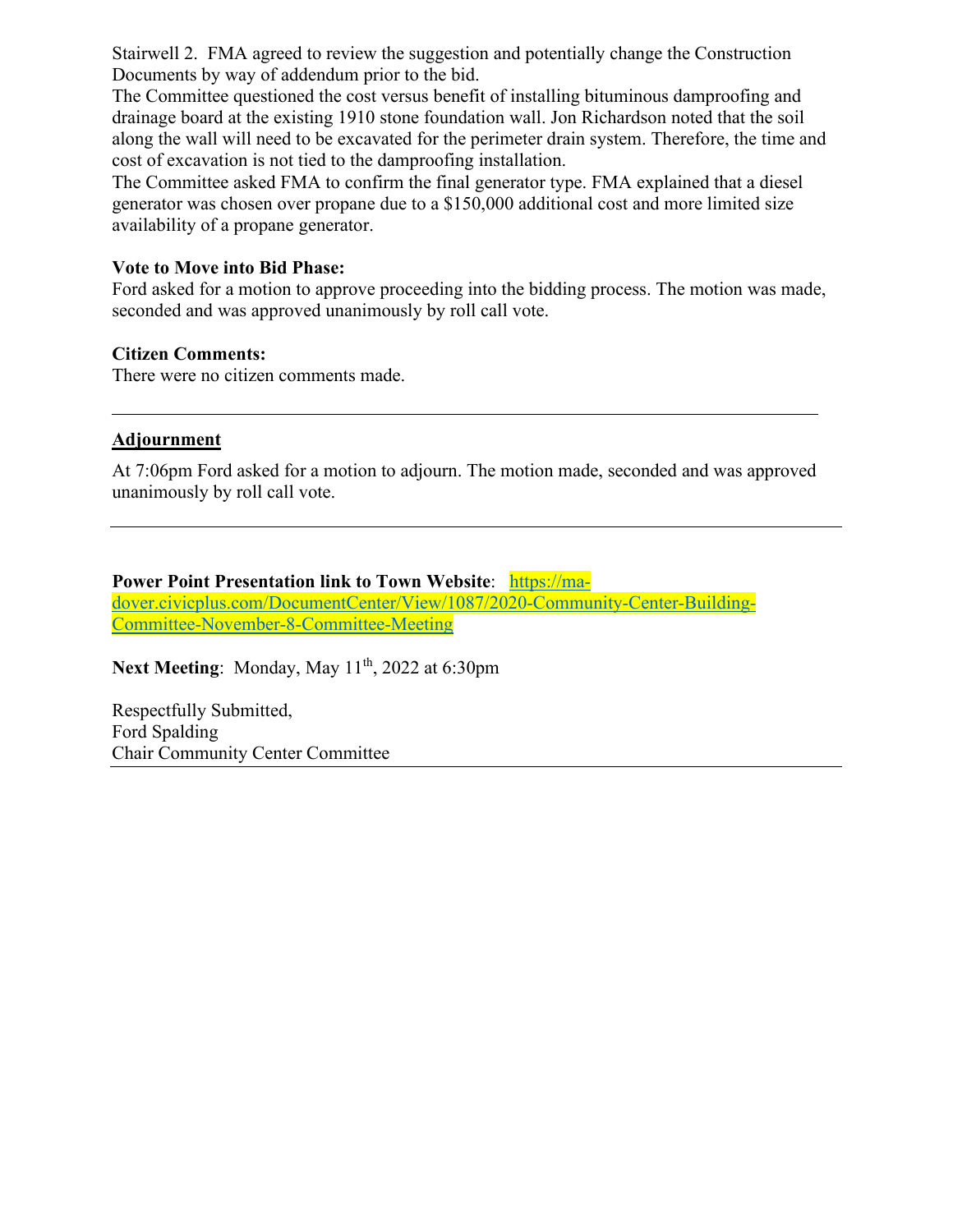Stairwell 2. FMA agreed to review the suggestion and potentially change the Construction Documents by way of addendum prior to the bid.

The Committee questioned the cost versus benefit of installing bituminous dampproofing and drainage board at the existing 1910 stone foundation wall. Jon Richardson noted that the soil along the wall will need to be excavated for the perimeter drain system. Therefore, the time and cost of excavation is not tied to the dampproofing installation.

The Committee asked FMA to confirm the final generator type. FMA explained that a diesel generator was chosen over propane due to a $150,000 additional cost and more limited size availability of a propane generator.

**Vote to Move into Bid Phase:**

Ford asked for a motion to approve proceeding into the bidding process. The motion was made, seconded and was approved unanimously by roll call vote.

**Citizen Comments:**

There were no citizen comments made.

---

## Adjournment

At 7:06pm Ford asked for a motion to adjourn. The motion made, seconded and was approved unanimously by roll call vote.

---

**Power Point Presentation link to Town Website**: [https://ma-dover.civicplus.com/DocumentCenter/View/1087/2020-Community-Center-Building-Committee-November-8-Committee-Meeting](https://ma-dover.civicplus.com/DocumentCenter/View/1087/2020-Community-Center-Building-Committee-November-8-Committee-Meeting)

**Next Meeting**: Monday, May 11th, 2022 at 6:30pm

Respectfully Submitted,
Ford Spalding
Chair Community Center Committee